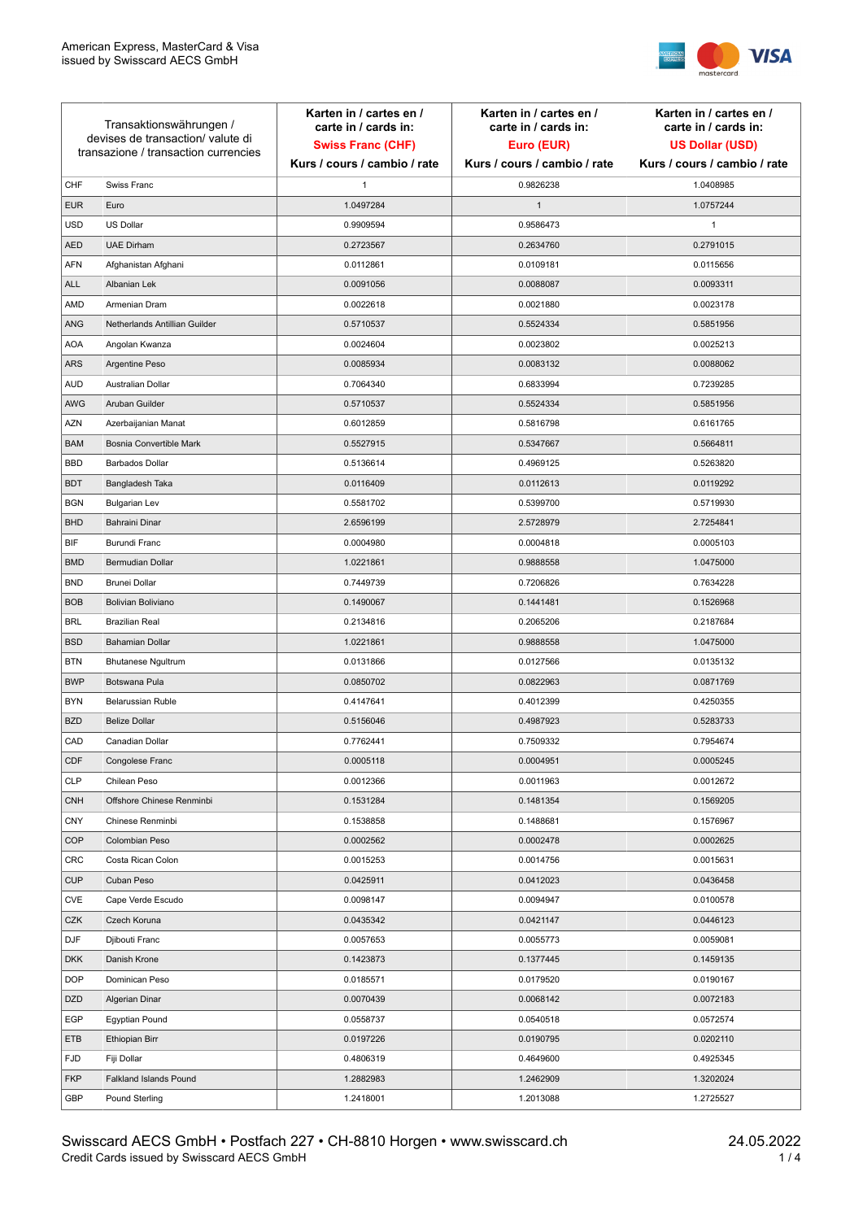American Express, MasterCard & Visa
issued by Swisscard AECS GmbH

| Transaktionswährungen / devises de transaction/ valute di transazione / transaction currencies | | Karten in / cartes en / carte in / cards in: **Swiss Franc (CHF)** Kurs / cours / cambio / rate | Karten in / cartes en / carte in / cards in: **Euro (EUR)** Kurs / cours / cambio / rate | Karten in / cartes en / carte in / cards in: **US Dollar (USD)** Kurs / cours / cambio / rate |
|---|---|---|---|---|
| CHF | Swiss Franc | 1 | 0.9826238 | 1.0408985 |
| EUR | Euro | 1.0497284 | 1 | 1.0757244 |
| USD | US Dollar | 0.9909594 | 0.9586473 | 1 |
| AED | UAE Dirham | 0.2723567 | 0.2634760 | 0.2791015 |
| AFN | Afghanistan Afghani | 0.0112861 | 0.0109181 | 0.0115656 |
| ALL | Albanian Lek | 0.0091056 | 0.0088087 | 0.0093311 |
| AMD | Armenian Dram | 0.0022618 | 0.0021880 | 0.0023178 |
| ANG | Netherlands Antillian Guilder | 0.5710537 | 0.5524334 | 0.5851956 |
| AOA | Angolan Kwanza | 0.0024604 | 0.0023802 | 0.0025213 |
| ARS | Argentine Peso | 0.0085934 | 0.0083132 | 0.0088062 |
| AUD | Australian Dollar | 0.7064340 | 0.6833994 | 0.7239285 |
| AWG | Aruban Guilder | 0.5710537 | 0.5524334 | 0.5851956 |
| AZN | Azerbaijanian Manat | 0.6012859 | 0.5816798 | 0.6161765 |
| BAM | Bosnia Convertible Mark | 0.5527915 | 0.5347667 | 0.5664811 |
| BBD | Barbados Dollar | 0.5136614 | 0.4969125 | 0.5263820 |
| BDT | Bangladesh Taka | 0.0116409 | 0.0112613 | 0.0119292 |
| BGN | Bulgarian Lev | 0.5581702 | 0.5399700 | 0.5719930 |
| BHD | Bahraini Dinar | 2.6596199 | 2.5728979 | 2.7254841 |
| BIF | Burundi Franc | 0.0004980 | 0.0004818 | 0.0005103 |
| BMD | Bermudian Dollar | 1.0221861 | 0.9888558 | 1.0475000 |
| BND | Brunei Dollar | 0.7449739 | 0.7206826 | 0.7634228 |
| BOB | Bolivian Boliviano | 0.1490067 | 0.1441481 | 0.1526968 |
| BRL | Brazilian Real | 0.2134816 | 0.2065206 | 0.2187684 |
| BSD | Bahamian Dollar | 1.0221861 | 0.9888558 | 1.0475000 |
| BTN | Bhutanese Ngultrum | 0.0131866 | 0.0127566 | 0.0135132 |
| BWP | Botswana Pula | 0.0850702 | 0.0822963 | 0.0871769 |
| BYN | Belarussian Ruble | 0.4147641 | 0.4012399 | 0.4250355 |
| BZD | Belize Dollar | 0.5156046 | 0.4987923 | 0.5283733 |
| CAD | Canadian Dollar | 0.7762441 | 0.7509332 | 0.7954674 |
| CDF | Congolese Franc | 0.0005118 | 0.0004951 | 0.0005245 |
| CLP | Chilean Peso | 0.0012366 | 0.0011963 | 0.0012672 |
| CNH | Offshore Chinese Renminbi | 0.1531284 | 0.1481354 | 0.1569205 |
| CNY | Chinese Renminbi | 0.1538858 | 0.1488681 | 0.1576967 |
| COP | Colombian Peso | 0.0002562 | 0.0002478 | 0.0002625 |
| CRC | Costa Rican Colon | 0.0015253 | 0.0014756 | 0.0015631 |
| CUP | Cuban Peso | 0.0425911 | 0.0412023 | 0.0436458 |
| CVE | Cape Verde Escudo | 0.0098147 | 0.0094947 | 0.0100578 |
| CZK | Czech Koruna | 0.0435342 | 0.0421147 | 0.0446123 |
| DJF | Djibouti Franc | 0.0057653 | 0.0055773 | 0.0059081 |
| DKK | Danish Krone | 0.1423873 | 0.1377445 | 0.1459135 |
| DOP | Dominican Peso | 0.0185571 | 0.0179520 | 0.0190167 |
| DZD | Algerian Dinar | 0.0070439 | 0.0068142 | 0.0072183 |
| EGP | Egyptian Pound | 0.0558737 | 0.0540518 | 0.0572574 |
| ETB | Ethiopian Birr | 0.0197226 | 0.0190795 | 0.0202110 |
| FJD | Fiji Dollar | 0.4806319 | 0.4649600 | 0.4925345 |
| FKP | Falkland Islands Pound | 1.2882983 | 1.2462909 | 1.3202024 |
| GBP | Pound Sterling | 1.2418001 | 1.2013088 | 1.2725527 |

Swisscard AECS GmbH • Postfach 227 • CH-8810 Horgen • www.swisscard.ch
Credit Cards issued by Swisscard AECS GmbH

24.05.2022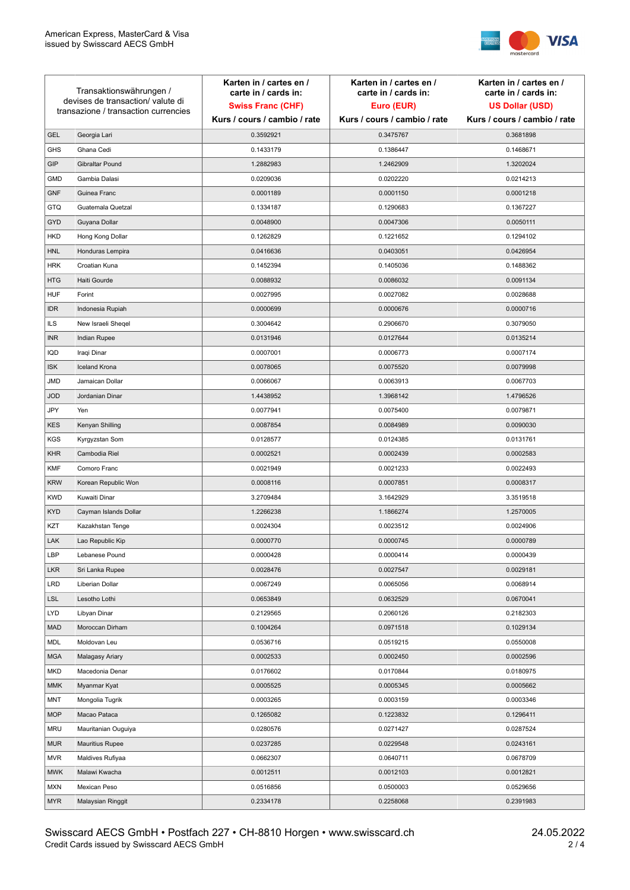| Transaktionswährungen / devises de transaction/ valute di transazione / transaction currencies | | Karten in / cartes en / carte in / cards in: **Swiss Franc (CHF)** Kurs / cours / cambio / rate | Karten in / cartes en / carte in / cards in: **Euro (EUR)** Kurs / cours / cambio / rate | Karten in / cartes en / carte in / cards in: **US Dollar (USD)** Kurs / cours / cambio / rate |
|---|---|---|---|---|
| GEL | Georgia Lari | 0.3592921 | 0.3475767 | 0.3681898 |
| GHS | Ghana Cedi | 0.1433179 | 0.1386447 | 0.1468671 |
| GIP | Gibraltar Pound | 1.2882983 | 1.2462909 | 1.3202024 |
| GMD | Gambia Dalasi | 0.0209036 | 0.0202220 | 0.0214213 |
| GNF | Guinea Franc | 0.0001189 | 0.0001150 | 0.0001218 |
| GTQ | Guatemala Quetzal | 0.1334187 | 0.1290683 | 0.1367227 |
| GYD | Guyana Dollar | 0.0048900 | 0.0047306 | 0.0050111 |
| HKD | Hong Kong Dollar | 0.1262829 | 0.1221652 | 0.1294102 |
| HNL | Honduras Lempira | 0.0416636 | 0.0403051 | 0.0426954 |
| HRK | Croatian Kuna | 0.1452394 | 0.1405036 | 0.1488362 |
| HTG | Haiti Gourde | 0.0088932 | 0.0086032 | 0.0091134 |
| HUF | Forint | 0.0027995 | 0.0027082 | 0.0028688 |
| IDR | Indonesia Rupiah | 0.0000699 | 0.0000676 | 0.0000716 |
| ILS | New Israeli Sheqel | 0.3004642 | 0.2906670 | 0.3079050 |
| INR | Indian Rupee | 0.0131946 | 0.0127644 | 0.0135214 |
| IQD | Iraqi Dinar | 0.0007001 | 0.0006773 | 0.0007174 |
| ISK | Iceland Krona | 0.0078065 | 0.0075520 | 0.0079998 |
| JMD | Jamaican Dollar | 0.0066067 | 0.0063913 | 0.0067703 |
| JOD | Jordanian Dinar | 1.4438952 | 1.3968142 | 1.4796526 |
| JPY | Yen | 0.0077941 | 0.0075400 | 0.0079871 |
| KES | Kenyan Shilling | 0.0087854 | 0.0084989 | 0.0090030 |
| KGS | Kyrgyzstan Som | 0.0128577 | 0.0124385 | 0.0131761 |
| KHR | Cambodia Riel | 0.0002521 | 0.0002439 | 0.0002583 |
| KMF | Comoro Franc | 0.0021949 | 0.0021233 | 0.0022493 |
| KRW | Korean Republic Won | 0.0008116 | 0.0007851 | 0.0008317 |
| KWD | Kuwaiti Dinar | 3.2709484 | 3.1642929 | 3.3519518 |
| KYD | Cayman Islands Dollar | 1.2266238 | 1.1866274 | 1.2570005 |
| KZT | Kazakhstan Tenge | 0.0024304 | 0.0023512 | 0.0024906 |
| LAK | Lao Republic Kip | 0.0000770 | 0.0000745 | 0.0000789 |
| LBP | Lebanese Pound | 0.0000428 | 0.0000414 | 0.0000439 |
| LKR | Sri Lanka Rupee | 0.0028476 | 0.0027547 | 0.0029181 |
| LRD | Liberian Dollar | 0.0067249 | 0.0065056 | 0.0068914 |
| LSL | Lesotho Lothi | 0.0653849 | 0.0632529 | 0.0670041 |
| LYD | Libyan Dinar | 0.2129565 | 0.2060126 | 0.2182303 |
| MAD | Moroccan Dirham | 0.1004264 | 0.0971518 | 0.1029134 |
| MDL | Moldovan Leu | 0.0536716 | 0.0519215 | 0.0550008 |
| MGA | Malagasy Ariary | 0.0002533 | 0.0002450 | 0.0002596 |
| MKD | Macedonia Denar | 0.0176602 | 0.0170844 | 0.0180975 |
| MMK | Myanmar Kyat | 0.0005525 | 0.0005345 | 0.0005662 |
| MNT | Mongolia Tugrik | 0.0003265 | 0.0003159 | 0.0003346 |
| MOP | Macao Pataca | 0.1265082 | 0.1223832 | 0.1296411 |
| MRU | Mauritanian Ouguiya | 0.0280576 | 0.0271427 | 0.0287524 |
| MUR | Mauritius Rupee | 0.0237285 | 0.0229548 | 0.0243161 |
| MVR | Maldives Rufiyaa | 0.0662307 | 0.0640711 | 0.0678709 |
| MWK | Malawi Kwacha | 0.0012511 | 0.0012103 | 0.0012821 |
| MXN | Mexican Peso | 0.0516856 | 0.0500003 | 0.0529656 |
| MYR | Malaysian Ringgit | 0.2334178 | 0.2258068 | 0.2391983 |

Swisscard AECS GmbH • Postfach 227 • CH-8810 Horgen • www.swisscard.ch
Credit Cards issued by Swisscard AECS GmbH

24.05.2022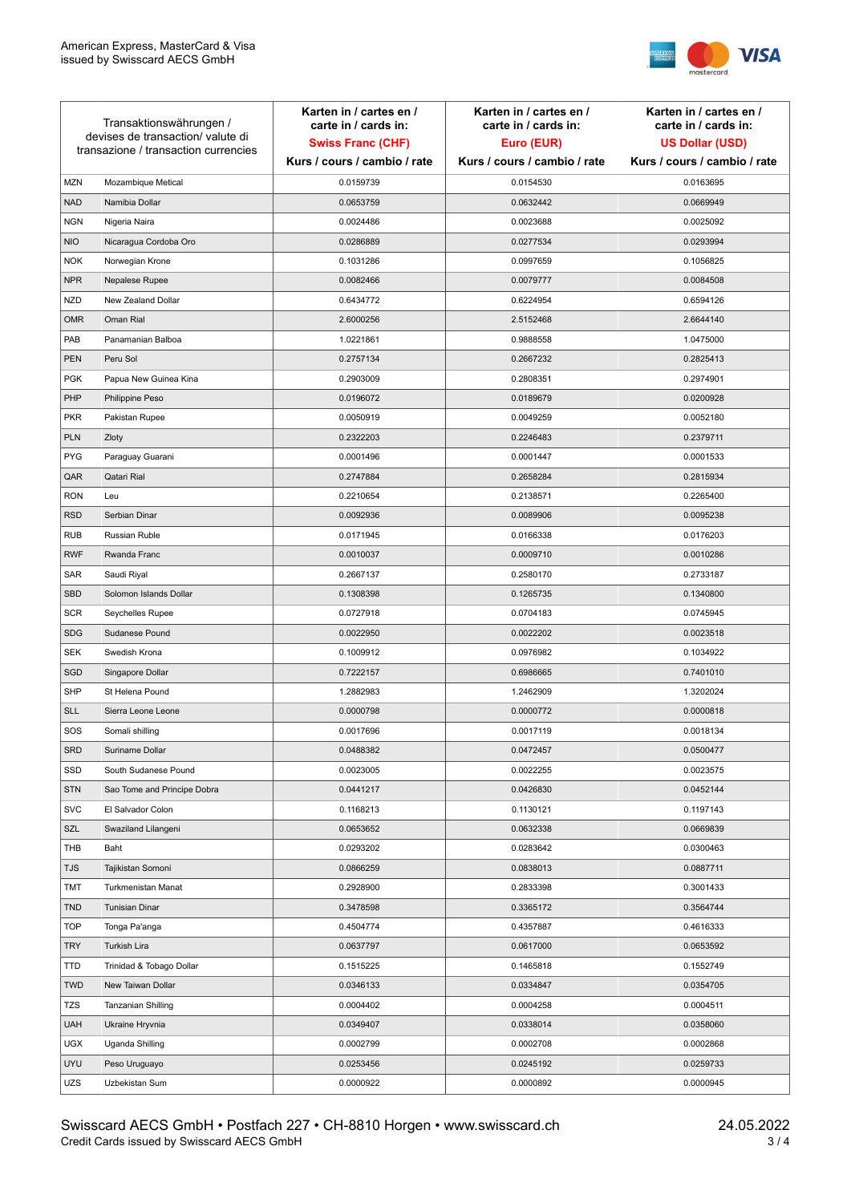| Transaktionswährungen / devises de transaction/ valute di transazione / transaction currencies | | Karten in / cartes en / carte in / cards in: **Swiss Franc (CHF)** Kurs / cours / cambio / rate | Karten in / cartes en / carte in / cards in: **Euro (EUR)** Kurs / cours / cambio / rate | Karten in / cartes en / carte in / cards in: **US Dollar (USD)** Kurs / cours / cambio / rate |
|---|---|---|---|---|
| MZN | Mozambique Metical | 0.0159739 | 0.0154530 | 0.0163695 |
| NAD | Namibia Dollar | 0.0653759 | 0.0632442 | 0.0669949 |
| NGN | Nigeria Naira | 0.0024486 | 0.0023688 | 0.0025092 |
| NIO | Nicaragua Cordoba Oro | 0.0286889 | 0.0277534 | 0.0293994 |
| NOK | Norwegian Krone | 0.1031286 | 0.0997659 | 0.1056825 |
| NPR | Nepalese Rupee | 0.0082466 | 0.0079777 | 0.0084508 |
| NZD | New Zealand Dollar | 0.6434772 | 0.6224954 | 0.6594126 |
| OMR | Oman Rial | 2.6000256 | 2.5152468 | 2.6644140 |
| PAB | Panamanian Balboa | 1.0221861 | 0.9888558 | 1.0475000 |
| PEN | Peru Sol | 0.2757134 | 0.2667232 | 0.2825413 |
| PGK | Papua New Guinea Kina | 0.2903009 | 0.2808351 | 0.2974901 |
| PHP | Philippine Peso | 0.0196072 | 0.0189679 | 0.0200928 |
| PKR | Pakistan Rupee | 0.0050919 | 0.0049259 | 0.0052180 |
| PLN | Zloty | 0.2322203 | 0.2246483 | 0.2379711 |
| PYG | Paraguay Guarani | 0.0001496 | 0.0001447 | 0.0001533 |
| QAR | Qatari Rial | 0.2747884 | 0.2658284 | 0.2815934 |
| RON | Leu | 0.2210654 | 0.2138571 | 0.2265400 |
| RSD | Serbian Dinar | 0.0092936 | 0.0089906 | 0.0095238 |
| RUB | Russian Ruble | 0.0171945 | 0.0166338 | 0.0176203 |
| RWF | Rwanda Franc | 0.0010037 | 0.0009710 | 0.0010286 |
| SAR | Saudi Riyal | 0.2667137 | 0.2580170 | 0.2733187 |
| SBD | Solomon Islands Dollar | 0.1308398 | 0.1265735 | 0.1340800 |
| SCR | Seychelles Rupee | 0.0727918 | 0.0704183 | 0.0745945 |
| SDG | Sudanese Pound | 0.0022950 | 0.0022202 | 0.0023518 |
| SEK | Swedish Krona | 0.1009912 | 0.0976982 | 0.1034922 |
| SGD | Singapore Dollar | 0.7222157 | 0.6986665 | 0.7401010 |
| SHP | St Helena Pound | 1.2882983 | 1.2462909 | 1.3202024 |
| SLL | Sierra Leone Leone | 0.0000798 | 0.0000772 | 0.0000818 |
| SOS | Somali shilling | 0.0017696 | 0.0017119 | 0.0018134 |
| SRD | Suriname Dollar | 0.0488382 | 0.0472457 | 0.0500477 |
| SSD | South Sudanese Pound | 0.0023005 | 0.0022255 | 0.0023575 |
| STN | Sao Tome and Principe Dobra | 0.0441217 | 0.0426830 | 0.0452144 |
| SVC | El Salvador Colon | 0.1168213 | 0.1130121 | 0.1197143 |
| SZL | Swaziland Lilangeni | 0.0653652 | 0.0632338 | 0.0669839 |
| THB | Baht | 0.0293202 | 0.0283642 | 0.0300463 |
| TJS | Tajikistan Somoni | 0.0866259 | 0.0838013 | 0.0887711 |
| TMT | Turkmenistan Manat | 0.2928900 | 0.2833398 | 0.3001433 |
| TND | Tunisian Dinar | 0.3478598 | 0.3365172 | 0.3564744 |
| TOP | Tonga Pa'anga | 0.4504774 | 0.4357887 | 0.4616333 |
| TRY | Turkish Lira | 0.0637797 | 0.0617000 | 0.0653592 |
| TTD | Trinidad & Tobago Dollar | 0.1515225 | 0.1465818 | 0.1552749 |
| TWD | New Taiwan Dollar | 0.0346133 | 0.0334847 | 0.0354705 |
| TZS | Tanzanian Shilling | 0.0004402 | 0.0004258 | 0.0004511 |
| UAH | Ukraine Hryvnia | 0.0349407 | 0.0338014 | 0.0358060 |
| UGX | Uganda Shilling | 0.0002799 | 0.0002708 | 0.0002868 |
| UYU | Peso Uruguayo | 0.0253456 | 0.0245192 | 0.0259733 |
| UZS | Uzbekistan Sum | 0.0000922 | 0.0000892 | 0.0000945 |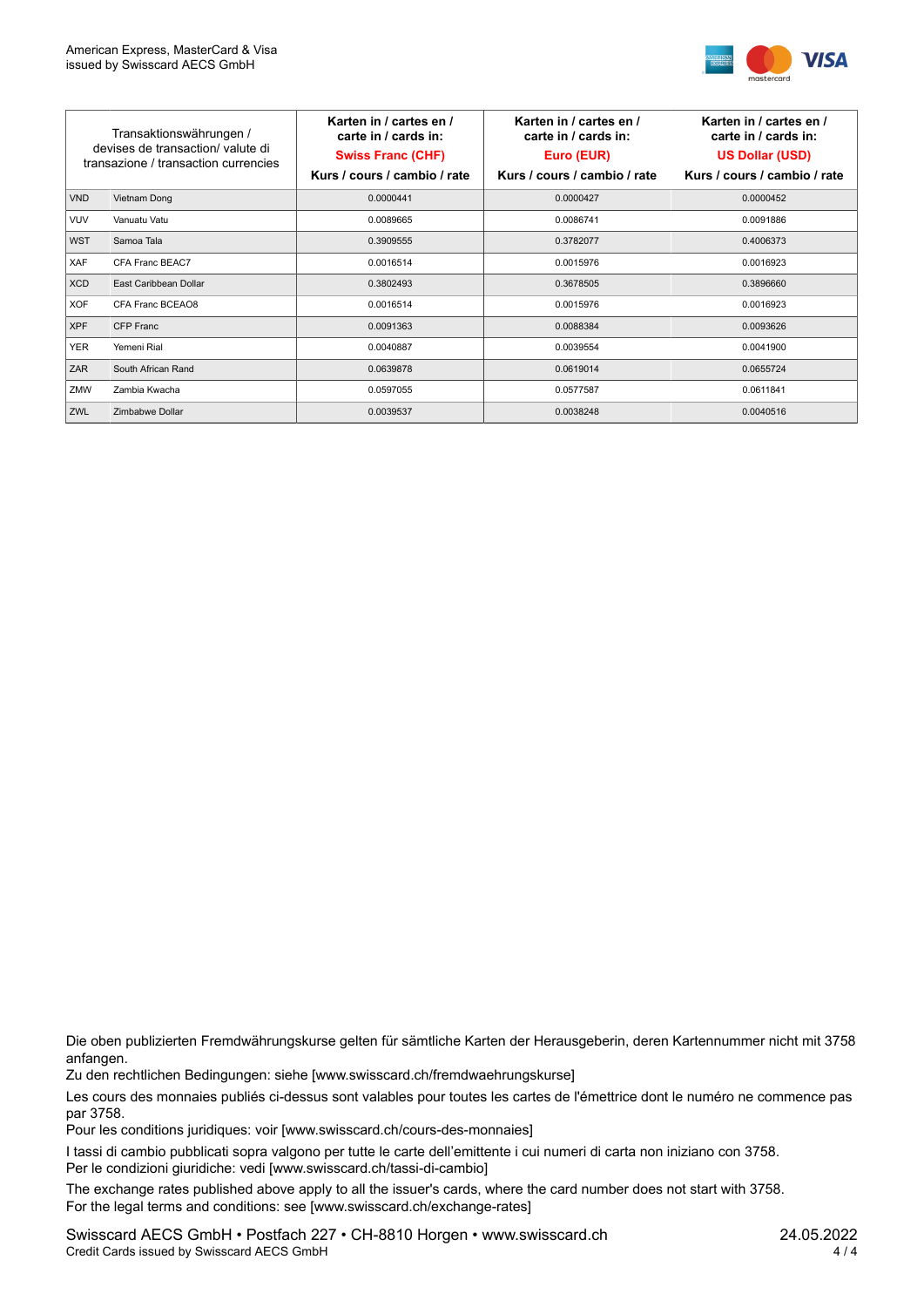| Transaktionswährungen / devises de transaction/ valute di transazione / transaction currencies | | Karten in / cartes en / carte in / cards in: **Swiss Franc (CHF)** Kurs / cours / cambio / rate | Karten in / cartes en / carte in / cards in: **Euro (EUR)** Kurs / cours / cambio / rate | Karten in / cartes en / carte in / cards in: **US Dollar (USD)** Kurs / cours / cambio / rate |
|---|---|---|---|---|
| VND | Vietnam Dong | 0.0000441 | 0.0000427 | 0.0000452 |
| VUV | Vanuatu Vatu | 0.0089665 | 0.0086741 | 0.0091886 |
| WST | Samoa Tala | 0.3909555 | 0.3782077 | 0.4006373 |
| XAF | CFA Franc BEAC7 | 0.0016514 | 0.0015976 | 0.0016923 |
| XCD | East Caribbean Dollar | 0.3802493 | 0.3678505 | 0.3896660 |
| XOF | CFA Franc BCEAO8 | 0.0016514 | 0.0015976 | 0.0016923 |
| XPF | CFP Franc | 0.0091363 | 0.0088384 | 0.0093626 |
| YER | Yemeni Rial | 0.0040887 | 0.0039554 | 0.0041900 |
| ZAR | South African Rand | 0.0639878 | 0.0619014 | 0.0655724 |
| ZMW | Zambia Kwacha | 0.0597055 | 0.0577587 | 0.0611841 |
| ZWL | Zimbabwe Dollar | 0.0039537 | 0.0038248 | 0.0040516 |

Die oben publizierten Fremdwährungskurse gelten für sämtliche Karten der Herausgeberin, deren Kartennummer nicht mit 3758 anfangen.
Zu den rechtlichen Bedingungen: siehe [www.swisscard.ch/fremdwaehrungskurse]

Les cours des monnaies publiés ci-dessus sont valables pour toutes les cartes de l'émettrice dont le numéro ne commence pas par 3758.
Pour les conditions juridiques: voir [www.swisscard.ch/cours-des-monnaies]

I tassi di cambio pubblicati sopra valgono per tutte le carte dell'emittente i cui numeri di carta non iniziano con 3758.
Per le condizioni giuridiche: vedi [www.swisscard.ch/tassi-di-cambio]

The exchange rates published above apply to all the issuer's cards, where the card number does not start with 3758.
For the legal terms and conditions: see [www.swisscard.ch/exchange-rates]

Swisscard AECS GmbH • Postfach 227 • CH-8810 Horgen • www.swisscard.ch
Credit Cards issued by Swisscard AECS GmbH

24.05.2022